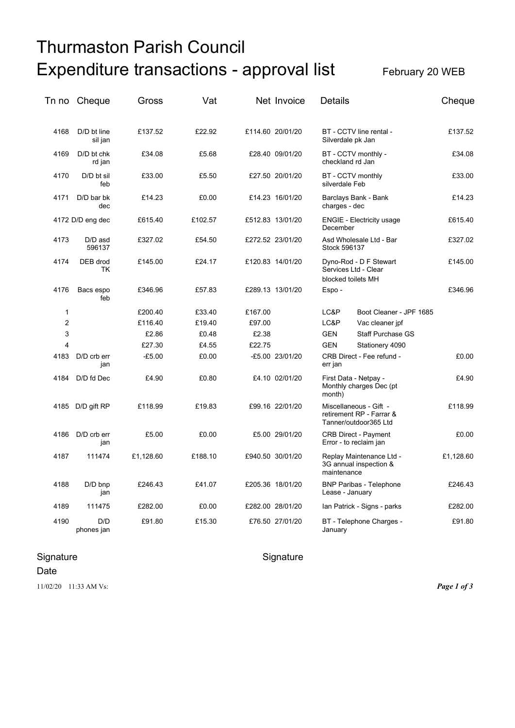# Thurmaston Parish Council

# Expenditure transactions - approval list

February 20 WEB

| Tn no | Cheque | Gross | Vat | Net | Invoice | Details | | Cheque |
|---|---|---|---|---|---|---|---|---|
| 4168 | D/D bt line sil jan | £137.52 | £22.92 | £114.60 | 20/01/20 | BT - CCTV line rental - Silverdale pk Jan | | £137.52 |
| 4169 | D/D bt chk rd jan | £34.08 | £5.68 | £28.40 | 09/01/20 | BT - CCTV monthly - checkland rd Jan | | £34.08 |
| 4170 | D/D bt sil feb | £33.00 | £5.50 | £27.50 | 20/01/20 | BT - CCTV monthly silverdale Feb | | £33.00 |
| 4171 | D/D bar bk dec | £14.23 | £0.00 | £14.23 | 16/01/20 | Barclays Bank - Bank charges - dec | | £14.23 |
| 4172 | D/D eng dec | £615.40 | £102.57 | £512.83 | 13/01/20 | ENGIE - Electricity usage December | | £615.40 |
| 4173 | D/D asd 596137 | £327.02 | £54.50 | £272.52 | 23/01/20 | Asd Wholesale Ltd - Bar Stock 596137 | | £327.02 |
| 4174 | DEB drod TK | £145.00 | £24.17 | £120.83 | 14/01/20 | Dyno-Rod - D F Stewart Services Ltd - Clear blocked toilets MH | | £145.00 |
| 4176 | Bacs espo feb | £346.96 | £57.83 | £289.13 | 13/01/20 | Espo - | | £346.96 |
| 1 | | £200.40 | £33.40 | £167.00 | | LC&P | Boot Cleaner - JPF 1685 | |
| 2 | | £116.40 | £19.40 | £97.00 | | LC&P | Vac cleaner jpf | |
| 3 | | £2.86 | £0.48 | £2.38 | | GEN | Staff Purchase GS | |
| 4 | | £27.30 | £4.55 | £22.75 | | GEN | Stationery 4090 | |
| 4183 | D/D crb err jan | -£5.00 | £0.00 | -£5.00 | 23/01/20 | CRB Direct - Fee refund - err jan | | £0.00 |
| 4184 | D/D fd Dec | £4.90 | £0.80 | £4.10 | 02/01/20 | First Data - Netpay - Monthly charges Dec (pt month) | | £4.90 |
| 4185 | D/D gift RP | £118.99 | £19.83 | £99.16 | 22/01/20 | Miscellaneous - Gift - retirement RP - Farrar & Tanner/outdoor365 Ltd | | £118.99 |
| 4186 | D/D crb err jan | £5.00 | £0.00 | £5.00 | 29/01/20 | CRB Direct - Payment Error - to reclaim jan | | £0.00 |
| 4187 | 111474 | £1,128.60 | £188.10 | £940.50 | 30/01/20 | Replay Maintenance Ltd - 3G annual inspection & maintenance | | £1,128.60 |
| 4188 | D/D bnp jan | £246.43 | £41.07 | £205.36 | 18/01/20 | BNP Paribas - Telephone Lease - January | | £246.43 |
| 4189 | 111475 | £282.00 | £0.00 | £282.00 | 28/01/20 | Ian Patrick - Signs - parks | | £282.00 |
| 4190 | D/D phones jan | £91.80 | £15.30 | £76.50 | 27/01/20 | BT - Telephone Charges - January | | £91.80 |

Signature

Signature

Date

11/02/20 11:33 AM Vs: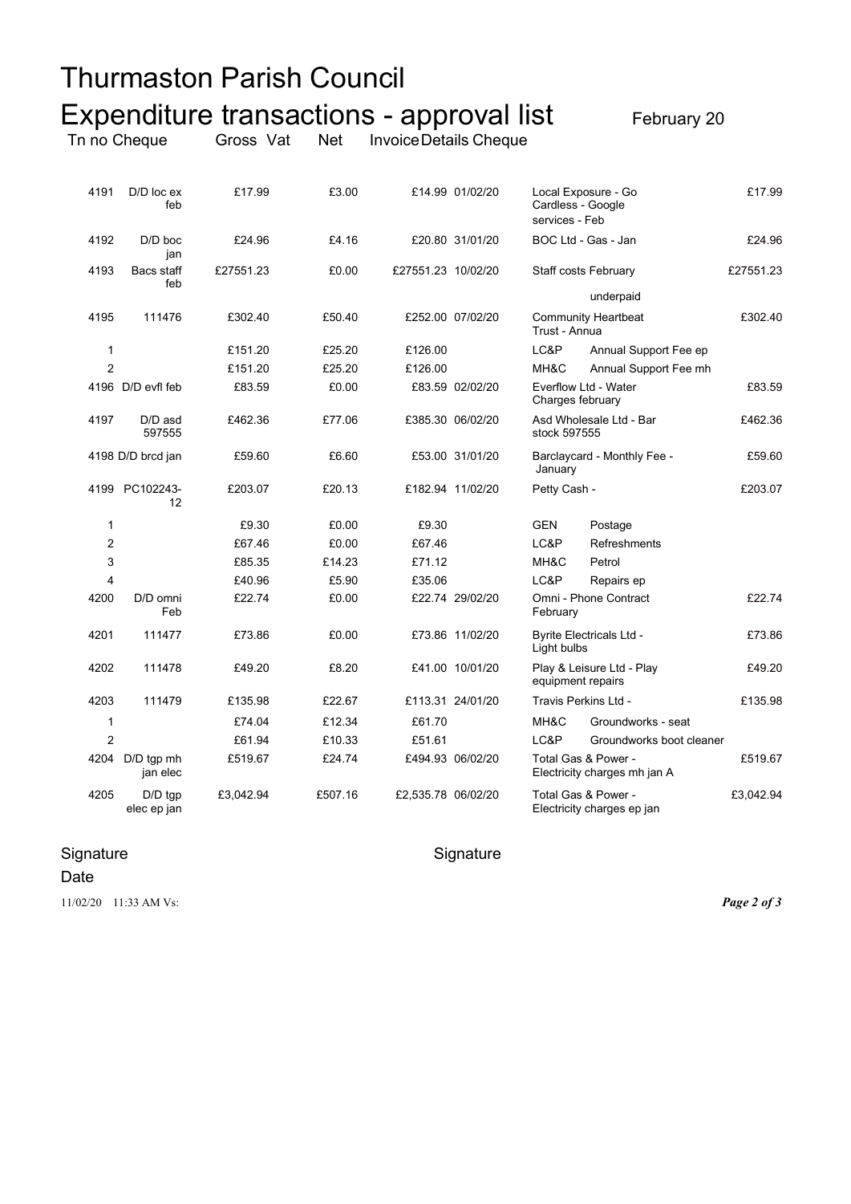# Thurmaston Parish Council

## Expenditure transactions - approval list

February 20

| Tn no | Cheque | Gross | Vat | Net | Invoice | Details | | Cheque |
|---|---|---|---|---|---|---|---|---|
| 4191 | D/D loc ex feb | £17.99 | £3.00 | £14.99 | 01/02/20 | Local Exposure - Go Cardless - Google services - Feb | | £17.99 |
| 4192 | D/D boc jan | £24.96 | £4.16 | £20.80 | 31/01/20 | BOC Ltd - Gas - Jan | | £24.96 |
| 4193 | Bacs staff feb | £27551.23 | £0.00 | £27551.23 | 10/02/20 | Staff costs February | | £27551.23 |
| | | | | | | | underpaid | |
| 4195 | 111476 | £302.40 | £50.40 | £252.00 | 07/02/20 | Community Heartbeat Trust - Annua | | £302.40 |
| 1 | | £151.20 | £25.20 | £126.00 | | LC&P | Annual Support Fee ep | |
| 2 | | £151.20 | £25.20 | £126.00 | | MH&C | Annual Support Fee mh | |
| 4196 | D/D evfl feb | £83.59 | £0.00 | £83.59 | 02/02/20 | Everflow Ltd - Water Charges february | | £83.59 |
| 4197 | D/D asd 597555 | £462.36 | £77.06 | £385.30 | 06/02/20 | Asd Wholesale Ltd - Bar stock 597555 | | £462.36 |
| 4198 | D/D brcd jan | £59.60 | £6.60 | £53.00 | 31/01/20 | Barclaycard - Monthly Fee - January | | £59.60 |
| 4199 | PC102243-12 | £203.07 | £20.13 | £182.94 | 11/02/20 | Petty Cash - | | £203.07 |
| 1 | | £9.30 | £0.00 | £9.30 | | GEN | Postage | |
| 2 | | £67.46 | £0.00 | £67.46 | | LC&P | Refreshments | |
| 3 | | £85.35 | £14.23 | £71.12 | | MH&C | Petrol | |
| 4 | | £40.96 | £5.90 | £35.06 | | LC&P | Repairs ep | |
| 4200 | D/D omni Feb | £22.74 | £0.00 | £22.74 | 29/02/20 | Omni - Phone Contract February | | £22.74 |
| 4201 | 111477 | £73.86 | £0.00 | £73.86 | 11/02/20 | Byrite Electricals Ltd - Light bulbs | | £73.86 |
| 4202 | 111478 | £49.20 | £8.20 | £41.00 | 10/01/20 | Play & Leisure Ltd - Play equipment repairs | | £49.20 |
| 4203 | 111479 | £135.98 | £22.67 | £113.31 | 24/01/20 | Travis Perkins Ltd - | | £135.98 |
| 1 | | £74.04 | £12.34 | £61.70 | | MH&C | Groundworks - seat | |
| 2 | | £61.94 | £10.33 | £51.61 | | LC&P | Groundworks boot cleaner | |
| 4204 | D/D tgp mh jan elec | £519.67 | £24.74 | £494.93 | 06/02/20 | Total Gas & Power - Electricity charges mh jan A | | £519.67 |
| 4205 | D/D tgp elec ep jan | £3,042.94 | £507.16 | £2,535.78 | 06/02/20 | Total Gas & Power - Electricity charges ep jan | | £3,042.94 |

Signature

Signature

Date

11/02/20 11:33 AM Vs: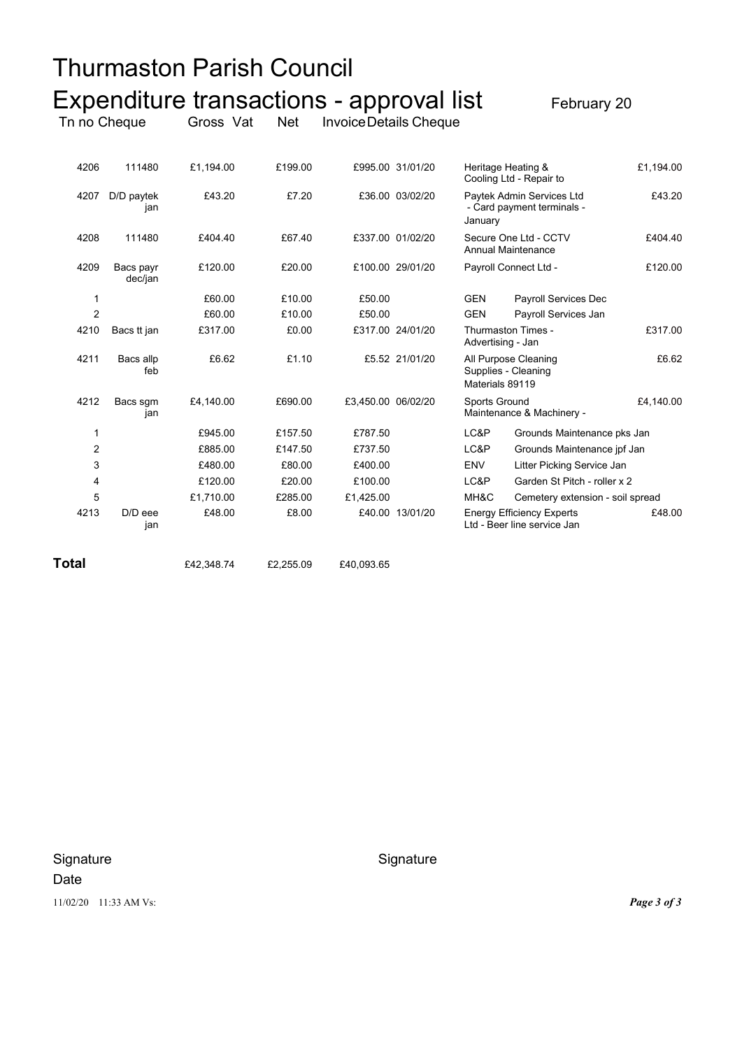# Thurmaston Parish Council

## Expenditure transactions - approval list

February 20

| Tn no | Cheque | Gross | Vat | Net | Invoice | Details | | Cheque |
|---|---|---|---|---|---|---|---|---|
| 4206 | 111480 | £1,194.00 | £199.00 | £995.00 | 31/01/20 | Heritage Heating & Cooling Ltd - Repair to | | £1,194.00 |
| 4207 | D/D paytek jan | £43.20 | £7.20 | £36.00 | 03/02/20 | Paytek Admin Services Ltd - Card payment terminals - January | | £43.20 |
| 4208 | 111480 | £404.40 | £67.40 | £337.00 | 01/02/20 | Secure One Ltd - CCTV Annual Maintenance | | £404.40 |
| 4209 | Bacs payr dec/jan | £120.00 | £20.00 | £100.00 | 29/01/20 | Payroll Connect Ltd - | | £120.00 |
| 1 | | £60.00 | £10.00 | £50.00 | | GEN | Payroll Services Dec | |
| 2 | | £60.00 | £10.00 | £50.00 | | GEN | Payroll Services Jan | |
| 4210 | Bacs tt jan | £317.00 | £0.00 | £317.00 | 24/01/20 | Thurmaston Times - Advertising - Jan | | £317.00 |
| 4211 | Bacs allp feb | £6.62 | £1.10 | £5.52 | 21/01/20 | All Purpose Cleaning Supplies - Cleaning Materials 89119 | | £6.62 |
| 4212 | Bacs sgm jan | £4,140.00 | £690.00 | £3,450.00 | 06/02/20 | Sports Ground Maintenance & Machinery - | | £4,140.00 |
| 1 | | £945.00 | £157.50 | £787.50 | | LC&P | Grounds Maintenance pks Jan | |
| 2 | | £885.00 | £147.50 | £737.50 | | LC&P | Grounds Maintenance jpf Jan | |
| 3 | | £480.00 | £80.00 | £400.00 | | ENV | Litter Picking Service Jan | |
| 4 | | £120.00 | £20.00 | £100.00 | | LC&P | Garden St Pitch - roller x 2 | |
| 5 | | £1,710.00 | £285.00 | £1,425.00 | | MH&C | Cemetery extension - soil spread | |
| 4213 | D/D eee jan | £48.00 | £8.00 | £40.00 | 13/01/20 | Energy Efficiency Experts Ltd - Beer line service Jan | | £48.00 |
| **Total** | | £42,348.74 | £2,255.09 | £40,093.65 | | | | |

Signature

Signature

Date

11/02/20 11:33 AM Vs: